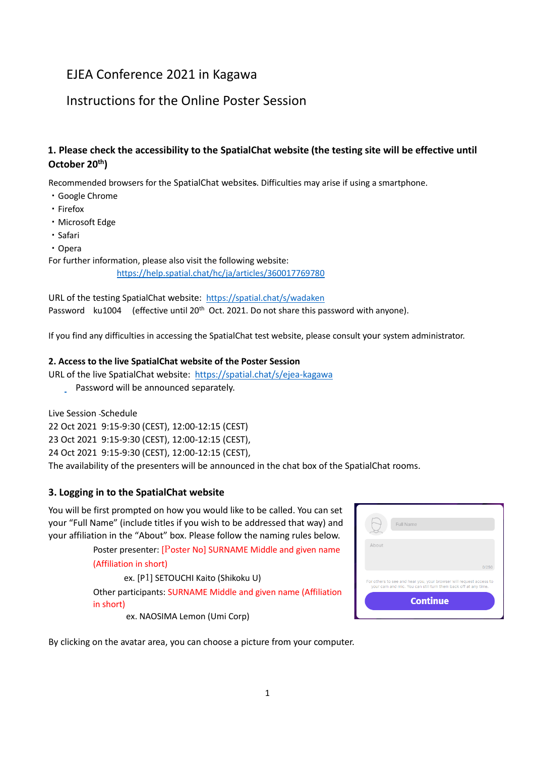# EJEA Conference 2021 in Kagawa

# Instructions for the Online Poster Session

### 1. Please check the accessibility to the SpatialChat website (the testing site will be effective until October 20th)

Recommended browsers for the SpatialChat websites. Difficulties may arise if using a smartphone.

・Google Chrome
・Firefox
・Microsoft Edge
・Safari
・Opera

For further information, please also visit the following website:
https://help.spatial.chat/hc/ja/articles/360017769780

URL of the testing SpatialChat website: https://spatial.chat/s/wadaken
Password ku1004 (effective until 20th Oct. 2021. Do not share this password with anyone).

If you find any difficulties in accessing the SpatialChat test website, please consult your system administrator.

### 2. Access to the live SpatialChat website of the Poster Session

URL of the live SpatialChat website: https://spatial.chat/s/ejea-kagawa
Password will be announced separately.

Live Session -Schedule
22 Oct 2021 9:15-9:30 (CEST), 12:00-12:15 (CEST)
23 Oct 2021 9:15-9:30 (CEST), 12:00-12:15 (CEST),
24 Oct 2021 9:15-9:30 (CEST), 12:00-12:15 (CEST),
The availability of the presenters will be announced in the chat box of the SpatialChat rooms.

### 3. Logging in to the SpatialChat website

You will be first prompted on how you would like to be called. You can set your "Full Name" (include titles if you wish to be addressed that way) and your affiliation in the "About" box. Please follow the naming rules below.

Poster presenter: [Poster No] SURNAME Middle and given name (Affiliation in short)

ex. [P1] SETOUCHI Kaito (Shikoku U)

Other participants: SURNAME Middle and given name (Affiliation in short)

ex. NAOSIMA Lemon (Umi Corp)

By clicking on the avatar area, you can choose a picture from your computer.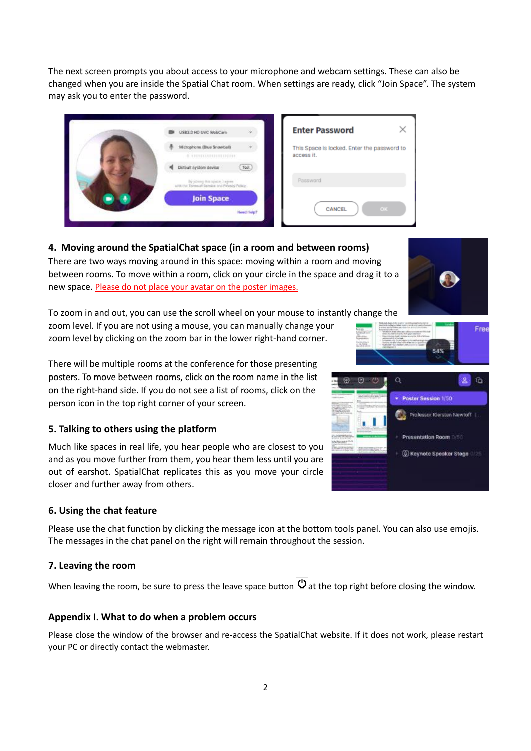The next screen prompts you about access to your microphone and webcam settings. These can also be changed when you are inside the Spatial Chat room. When settings are ready, click "Join Space". The system may ask you to enter the password.

### 4. Moving around the SpatialChat space (in a room and between rooms)

There are two ways moving around in this space: moving within a room and moving between rooms. To move within a room, click on your circle in the space and drag it to a new space. Please do not place your avatar on the poster images.

To zoom in and out, you can use the scroll wheel on your mouse to instantly change the zoom level. If you are not using a mouse, you can manually change your zoom level by clicking on the zoom bar in the lower right-hand corner.

There will be multiple rooms at the conference for those presenting posters. To move between rooms, click on the room name in the list on the right-hand side. If you do not see a list of rooms, click on the person icon in the top right corner of your screen.

### 5. Talking to others using the platform

Much like spaces in real life, you hear people who are closest to you and as you move further from them, you hear them less until you are out of earshot. SpatialChat replicates this as you move your circle closer and further away from others.

### 6. Using the chat feature

Please use the chat function by clicking the message icon at the bottom tools panel. You can also use emojis. The messages in the chat panel on the right will remain throughout the session.

### 7. Leaving the room

When leaving the room, be sure to press the leave space button ⏻ at the top right before closing the window.

### Appendix I. What to do when a problem occurs

Please close the window of the browser and re-access the SpatialChat website. If it does not work, please restart your PC or directly contact the webmaster.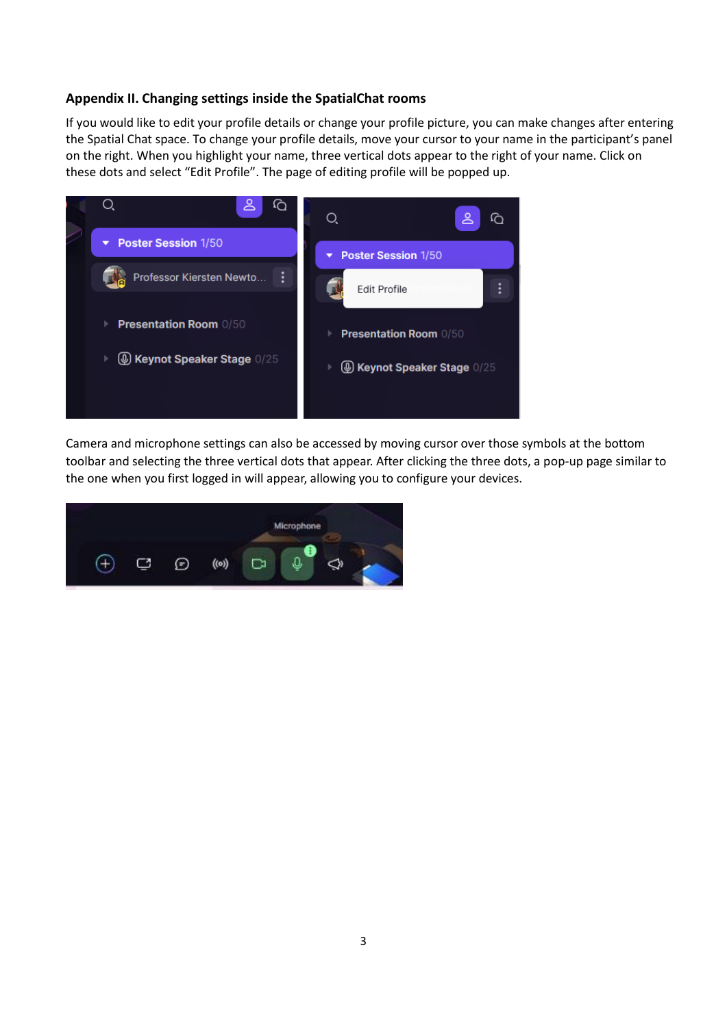## Appendix II. Changing settings inside the SpatialChat rooms

If you would like to edit your profile details or change your profile picture, you can make changes after entering the Spatial Chat space. To change your profile details, move your cursor to your name in the participant's panel on the right. When you highlight your name, three vertical dots appear to the right of your name. Click on these dots and select "Edit Profile". The page of editing profile will be popped up.

Camera and microphone settings can also be accessed by moving cursor over those symbols at the bottom toolbar and selecting the three vertical dots that appear. After clicking the three dots, a pop-up page similar to the one when you first logged in will appear, allowing you to configure your devices.